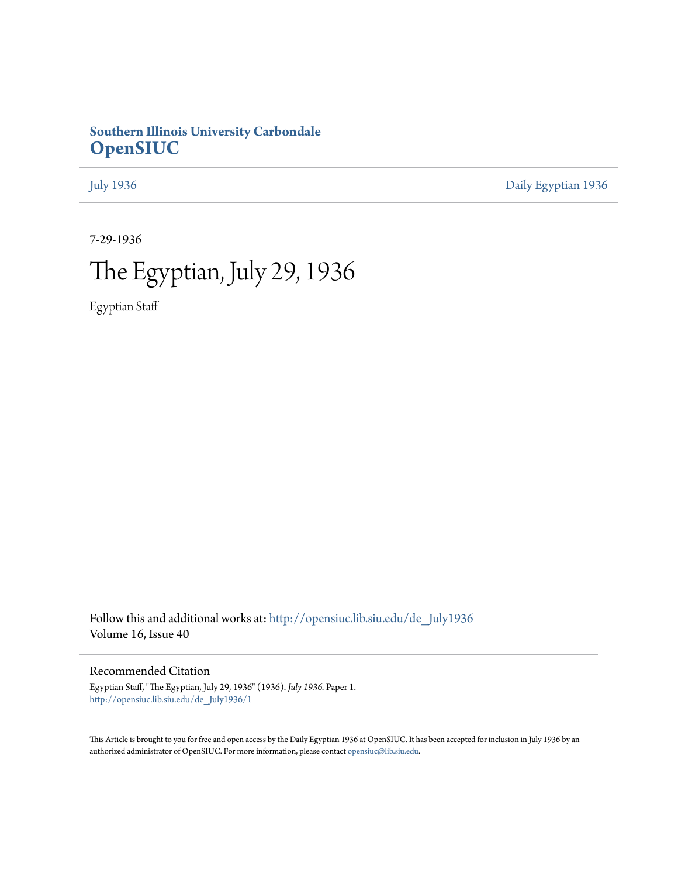**Southern Illinois University Carbondale**
**OpenSIUC**

July 1936 | Daily Egyptian 1936

7-29-1936

# The Egyptian, July 29, 1936

Egyptian Staff

Follow this and additional works at: http://opensiuc.lib.siu.edu/de_July1936
Volume 16, Issue 40

## Recommended Citation

Egyptian Staff, "The Egyptian, July 29, 1936" (1936). *July 1936.* Paper 1.
http://opensiuc.lib.siu.edu/de_July1936/1

This Article is brought to you for free and open access by the Daily Egyptian 1936 at OpenSIUC. It has been accepted for inclusion in July 1936 by an authorized administrator of OpenSIUC. For more information, please contact opensiuc@lib.siu.edu.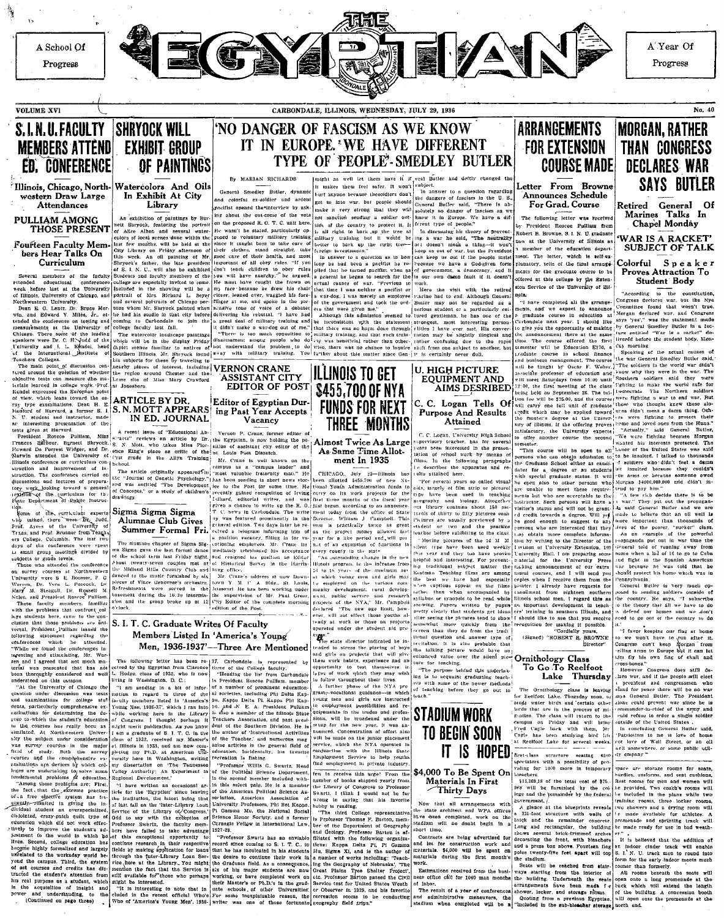A School Of Progress

# THE EGYPTIAN

A Year Of Progress

VOLUME XVI — CARBONDALE, ILLINOIS, WEDNESDAY, JULY 29, 1936 — No. 40

# S. I. N. U. FACULTY MEMBERS ATTEND ED. CONFERENCE

## Illinois, Chicago, Northwestern Draw Large Attendances

## PULLIAM AMONG THOSE PRESENT

### Fourteen Faculty Members Hear Talks On Curriculum

Several members of the faculty attended educational conferences week before last at the University of Illinois, University of Chicago, and Northwestern University.

Dean E. G. Lentz, Dr. Bruce Merwin, and Edward V. Miles, Jr., attended the conference on testing and measurements at the University of Chicago. There some of the leading speakers were Dr. C. H. Judd of the University and I. L. Kandel, head of the International Institute of Teachers Colleges.

The main point of discussion centered around the question of whether objective tests can measure the materials learned in college work. Prof. Kandel expressed the European point of view, which leans toward the essay type examinations. Dean H. E. Hanford of Harvard, a former S. I. N. U. student and instructor, made an interesting presentation of the tests given at Harvard.

President Roscoe Pulliam, Miss Frances Barbour, Burnett Shryock, Howard De Forrest Widger, and Dr. Merwin attended the University of Illinois conference on curriculum construction and improvement of instruction. The conference carried on discussions and lectures of preparatory work looking toward a general revision of the curriculum for the State Department of Public Instruction.

Some of the curriculum experts who talked there were Dr. Judd, Prof. Ayres of the University of Texas, and Prof. Bruner from Teachers College, Columbia. The last two days of the conference were spent in small group meetings divided by subjects or grade levels.

Those who attended the conference on survey courses at Northwestern University were S. E. Boomer, F. G. Warren, Dr. Vera L. Peacock, Dr. Mary M. Steagall, Dr. Russell M. Nolen, and President Roscoe Pulliam. These faculty members, familiar with the problems that confront college curriculum, return to the conclusion that these problems are universal. President Pulliam issued the following statement regarding the conferences which he attended:

"While we found the conferences interesting and stimulating, Mr. Warren and I agreed that not much material was presented that has not been thoroughly considered and well understood on this campus.

"At the University of Chicago the question under discussion was tests and examinations for college students, particularly comprehensive examinations for determining the degree to which the student's education in the courses has really been assimilated. At Northwestern University the subject under consideration was survey courses in the major field of study. Both the survey courses and the comprehensive examinations are devices by which colleges are undertaking to solve some fundamental problems of education.

"Among these problems are: First, the fact that the extreme practice of a free elective system has frequently resulted in giving the individual student an overspecialized, disjointed, crazy-patch quilt type of education which did not work effectively to improve the student's adjustment to the world in which he lives. Second, college education has become highly formalized and largely unrelated to the workaday world beyond the campus. Third, the system of set courses and credits has distracted the student's attention from his real purpose as a student, which is the acquisition of insight and power and understanding, to the

(Continued on page three)

# SHRYOCK WILL EXHIBIT GROUP OF PAINTINGS

## Watercolors And Oils In Exhibit At City Library

An exhibition of paintings by Burnett Shryock, featuring the portrait of Alice Albon and several watercolors of local scenes done within the last few months, will be held at the City Library on Friday afternoon of this week. An oil painting of Mr. Shryock's father, the late president of S. I. N. U., will also be exhibited. Students and faculty members of the college are especially invited to come. Included in the showing will be a portrait of Mrs. Richard L. Beyer and several portraits of Chicago persons whom Mr. Shryock painted when he had his studio in that city before coming to Carbondale to join the college faculty last fall.

The watercolor landscape paintings which will be in the display Friday depict scenes familiar to natives of Southern Illinois. Mr. Shryock found his subjects for these by traveling to nearby places of interest, including the region around Chester and the home site of Miss Mary Crawford at Jonesboro.

# ARTICLE BY DR. S. N. MOTT APPEARS IN ED. JOURNAL

A recent issue of "Educational Abstracts" reviews an article by Dr. S. N. Mott, who takes Miss Florence King's place as critic of the first grade in the Allyn Training School.

The article originally appeared in the "Journal of Genetic Psychology," and was entitled "The Development of Concepts," or a study of children's drawings.

# Sigma Sigma Sigma Alumnae Club Gives Summer Formal Fri.

The alumnae chapter of Sigma Sigma Sigma gave the last formal dance of the school term last Friday night. About twenty-five couples met at the Midland Hills Country Club and danced to the music furnished by six pieces of Vince Genovese's orchestra. Refreshments were served in the basement during the 10:30 intermission and the group broke up at 12 o'clock.

# 'NO DANGER OF FASCISM AS WE KNOW IT IN EUROPE. WE HAVE DIFFERENT TYPE OF PEOPLE'-SMEDLEY BUTLER

By MARIAN RICHARDS

General Smedley Butler, dynamic and colorful ex-soldier and ardent pacifist opened the interview by asking about the out-come of the vote on the proposed R. O. T. C. unit here. He wasn't he stated, particularly opposed to voluntary military training since it taught boys to take care of their clothes, stand straight, take good care of their health, and most important of all obey rules. "If you don't teach children to obey rules you will have anarchy," he argued. He must have caught the frown on my face because as drew his chair closer, leaned over, waggled his forefinger at me, and spoke in the persuasive tone of voice of a debater delivering his rebuttal. "I have just a great deal of military training and it didn't make a war-dog out of me."

"There is too much opposition to disarmament among people who do not understand the problem, to do away with military training. You might as well let them have it if it makes them feel safer. It won't hurt anyone because the soldiers don't get us into war, but people should make it very strong that they will not sanction sending a soldier outside of the country to protect it. It is all right to back up the rest of military training but it would be better to back up the right there—foreign investments."

In answer to a question as to how long he had been a pacifist he replied that he turned pacifist when as a general he began to search for the actual causes of war. "Previous to that time I was neither a pacifist or a war-dog. I was merely an employee of the government and took the orders that were given me."

Although this admission seemed to be inconsistent with the statement that there was no harm done through military training, and that such training was beneficial rather than otherwise, there was no chance to inquire further about this matter since General Butler had deftly changed the subject.

In answer to a question regarding the dangers of fascism in the U. S., General Butler said, "There is absolutely no danger of fascism as we know it in Europe. We have a different type of people."

In discussing his theory of preventing a war he said, "The neutrality act doesn't mean a thing—it won't keep us out of war, but the President can keep us out if the people insist because we have a God-given form of government, a democracy, and it is our own damn fault if it doesn't work.

Here the visit with the retired marine had to end. Although General Butler may not be regarded as a serious student or a particularly cultured gentleman, he has one of the strongest, most interesting personalities I have ever met. His conversation may be slightly illogical and rather confusing due to the rapid shift from one subject to another, but it is certainly never dull.

# VERNON CRANE ASSISTANT CITY EDITOR OF POST

## Editor of Egyptian During Past Year Accepts Vacancy

Vernon P. Crane, former editor of the Egyptian, is now holding the position of assistant city editor of the St. Louis Post Dispatch.

Mr. Crane is well known on the campus as a "campus leader" and "most valuable fraternity man." He has been sending in short news stories to the Post for some time. He recently gained recognition of Irving Dilliard, editorial writer, and was given a chance to write up the R. O. T. C. news in Carbondale. The write up was featured prominently in the general edition. Two days later he received a telegram informing him of a position vacancy, filling in for vacationing employees. Mr. Crane immediately telephoned his acceptance and resigned his position as Editor of Historical Survey in the Harrisburg office.

Mr. Crane's address is now Downtown Y. M. C. A. Bldg., St. Louis, Missouri. He has been working under the supervision of Mr. Paul Greer, City Editor of the complete morning edition of the Post.

# ILLINOIS TO GET $455,700 OF NYA FUNDS FOR NEXT THREE MONTHS

## Almost Twice As Large As Same Time Allotment In 1935

CHICAGO, July 23—Illinois has been allotted $455,700 of new National Youth Administration funds to carry on its work projects for the first three months of the fiscal year just begun, according to an announcement today from the office of State Director, William J. Campbell. This sum is practically twice as great as the project money allowed last year for a like period and will permit of an expansion of functions in every county in the state.

"An outstanding change in the new Illinois program is the increase from 16 to 25 years of the maximum age at which young men and girls may be employed on the various community development, rural development, public service and research projects of the NYA," Mr. Campbell declared. "The new age limit, however, will not affect those youths already at work or those on projects operated under the student aid program."

The state director indicated he intended to stress the placing of boys and girls on projects that will give them work habits, experience and an opportunity to test themselves in types of work which they may wish to follow throughout their lives.

A further phase of the NYA program—vocational guidance—in which young men and girls are instructed in employment possibilities and requirements in the trades and professions, will be modeled under the setup for the new year, it was announced. Concentration of effort also will be made on the junior placement service, which the NYA operates in conjunction with the Illinois State Employment Service to help youths find employment in private industry.

# S. I. T. C. Graduate Writes Of Faculty Members Listed In 'America's Young Men, 1936-1937'—Three Are Mentioned

The following letter has been received by the Egyptian from Clarence L. Hodge, class of 1932, who is now living in Washington, D. C.:

"I am sending in a bit of information in regard to three of the faculty members listed in 'America's Young Men, 1936-37,' which I ran into while working here in the Library of Congress. I thought perhaps it might merit publication. As you know I am a graduate of S. I. T. C. in the class of 1932, received my Master's at Illinois in 1933, and am now completing my Ph.D. at American University, here in Washington, writing my dissertation on 'The Tennessee Valley Authority: An Experiment in Regional Development.'

"I have written an occasional article for the 'Egyptian' since leaving the institution, the latest being that of last fall on the 'Inter-Library Loan Service of the Library of Congress.' Odd to say with the exception of Professor Swartz, the faculty members have failed to take advantage of this exceptional opportunity to continue research in their respective fields by making application for loans through the Inter-Library Loan Service here at the Library. You might mention the fact that the Service is still available for those who perhaps might be interested.

"It is interesting to note that included in the recent official Who's Who of 'America's Young Men', 1936-37, Carbondale is represented by three of the College faculty.

"Heading the list from Carbondale is President Roscoe Pulliam, member of a number of prominent educational societies, including Phi Delta Kappa, Kappa Delta Pi, Kappa Phi Kappa, and N. E. A. President Pulliam is also a member of the Illinois State Teachers Association, and past president of the Southern Division. He is the author of 'Instructional Activities of the Teacher,' and numerous magazine articles in the general field of education. Incidentally, his favorite recreation is fishing.

"Professor Willis G. Swartz, Head of the Political Science Department, is the second member included with in this select pale. He is a member of the American Political Science Association, American Association of University Professors, Phi Sei Kappa, Pi Gamma Mu, the National Social Science Honor Society, and a former Carnegie Fellow in International Law, 1927-28.

"Professor Swartz has an enviable record since coming to S. I. T. C., in that he has inculcated in his students the desire to continue their work in the graduate field. As a consequence, six of his major students are now working, or have completed work on their Master's or Ph.D.'s in the graduate schools of other Universities. For some inexplainable reason, the writer was one of those fortunate few to receive this urge! From the number of books slipped yearly from the Library of Congress to Professor Swartz, I think I would not be far wrong to saying that his favorite hobby is reading.

"The third College representative is Professor Thomas F. Barton, member of the Department of Geography and Geology. Professor Barton is affiliated with the following organizations: Kappa Delta Pi, Pi Gamma Mu, Sigma Xi, and is the author of a number of works including: 'Teaching the Geography of Nebraska,' 'The Great Plains Tree Shelter Project', etc. Professor Barton passed the Civil Service test for United States Weather Observer in 1933, and his favorite recreation seems to be conducting geography field trips."

# U. HIGH PICTURE EQUIPMENT AND AIMS DESRIBED

## C. C. Logan Tells Of Purpose And Results Attained

C. C. Logan, University High School supervisory teacher, has for several years been interested in the presentation of school work by means of films. In the following paragraphs he describes the apparatus and results attained here.

"For several years so called visual aids, largely of film strip or pictured slides, have been used in teaching geography and biology. Altogether the library contains about 150 pictorials of thirty to fifty pictures each. Pictures are usually previewed by a student or two and the practice teacher before exhibiting to the class.

"Moving pictures of the 16 M M silent type have been used weekly this year and they too have proven helpful and interesting. For presenting traditional subject matter the Eastman Teaching films are among the best we have had especially when captions appear on the films rather than when accompanied by syllabus or symbols to be read while showing. Papers written by pupils pretty clearly that students get ideas after seeing the pictures tend to show somewhat more quickly from the screen than they do from the traditional question and answer type of recitation. It is also probable that the talking picture would have an enhanced value over the silent picture for teaching.

"The purpose behind this undertaking is to acquaint graduating teachers with some of the newer methods of teaching before they go out to teach."

# STADIUM WORK TO BEGIN SOON IT IS HOPED

## $4,000 To Be Spent On Materials In First Thirty Days

Now that all arrangements with the state architect and WPA offices have been completed, work on the stadium will no doubt begin in a short time.

Contracts are being advertised for and let for construction work and materials. $4,000 will be spent on materials during the first month's work.

Estimations received from the business office call for 1040 man months of labor.

The result of a year of conference and administrative maneuvers, the stadium when completed will be a first-class structure seating 4500 spectators with a possibility of providing for 1000 more in temporary bleachers.

$15,369.18 of the total cost of $75,-\
389 will be furnished by the college and the remainder by the federal government.

A glance at the blueprints reveals a 321-foot structure with walls of brick and the remainder concrete. Long and rectangular, the building shows several brick-trimmed arches decorating the front, with bleachers and a press box above. Fourteen flag poles twenty-five feet apart will top the stadium.

Seats will be reached from stairways starting from the interior of the building. Underneath the seats arrangements have been made for shower, locker, and storage rooms.

Quoting from a previous Egyptian, "Included in the sub-bleacher storage space are storage rooms for seats, hurdles, uniforms, and seat cushions. Rest rooms for men and women will be provided. Two coach's rooms will be included in the plans while two training rooms, three locker rooms, two showers and a drying room will be made available for athletes. A promenade and sprinting track will be made ready for use in bad weather."

It is believed that the addition of an indoor cinder track will enable S. I. N. U. track men to round into form for the early indoor meets much sooner than formerly.

All rooms beneath the seats will open onto a long promenade at the back which will extend the length of the building. A concession booth will open onto the promenade at the north end.

# ARRANGEMENTS FOR EXTENSION COURSE MADE

## Letter From Browne Announces Schedule For Grad. Course

The following letter was received by President Roscoe Pulliam from Robert B. Browne, S. I. N. U. graduate now at the University of Illinois as a member of the education department. The letter, which is self-explanatory, tells of the final arrangements for the graduate course to be offered at this college by the Extension Service of the University of Illinois.

"I have completed all the arrangements, and we expect to announce a graduate course in education at Carbondale next year. I should like to give you the opportunity of making the announcement there at the same time. The course offered the first semester will be Education E170, a graduate course in school finance and business management. The course will be taught by Oscar F. Weber, associate professor of education and will meet Saturdays from 10:00 until 12:00, the first meeting of the class being held on September 26. The tuition fee will be $25.00, and the course will carry one full unit of graduate credit which may be applied toward the master's degree at the University of Illinois. If the offering proves satisfactory, the University expects to offer another course the second semester.

"This course will be open to all persons who can obtain admission to the Graduate School either as candidates for a degree or as students with special graduate status. It will be open also to other persons who are unable to meet these requirements but who are acceptable to the instructor. Such persons will have a visitor's status and will not be granted credit towards a degree. Will you be good enough to suggest to any persons who are interested that they may obtain more complete information by writing to the Director of the Division of University Extension, 109 University Hall. I am preparing some material for the University Press making announcement of our extramural courses, and I will send you copies when I receive them from the printer. I already have requests for enrollment from eighteen southern Illinois school men. I regard this as an important development in teachers' training in southern Illinois, and I should like to see that you receive recognition for making it possible.

"Cordially yours,

(Signed) "ROBERT B. BROWNE

Director"

# Ornithology Class To Go To Reelfoot Lake Thursday

The Ornithology class is leaving for Reelfoot Lake, Thursday noon, to study water birds and certain other birds that are in the process of migration. The class will return to the campus on Friday and will bring Fred Cagle back with them. Mr. Cagle has been studying bird life at Reelfoot Lake for several weeks.

# MORGAN, RATHER THAN CONGRESS DECLARES WAR SAYS BUTLER

## Retired General Of Marines Talks In Chapel Monday

## 'WAR IS A RACKET' SUBJECT OF TALK

### Colorful Speaker Proves Attraction To Student Body

"According to the constitution, Congress declares war, but the Nye Committee found that wasn't true. Morgan declared war, and Congress says 'yes'," was the statement made by General Smedley Butler in a lecture entitled "War is a racket" delivered before the student body, Monday morning.

Speaking of the actual causes of the war General Smedley Butler said, "The soldiers in the world war didn't know why they were in the war. The Southern soldiers said they were fighting to make the world safe for Democrats. The Northern soldiers were fighting a war to end war. But those who thought knew these slogans didn't mean a damn thing. Others were fighting to protect their home and loved ones from the Huns."

"Actually," said General Butler, "We were fighting because Morgan wanted his interests protected. The honor of the United States was said to be insulted. I talked to thousands of soldiers who didn't feel a damn bit insulted because they couldn't the arms or because someone owed Morgan $4000,000,000 and didn't intend to pay him."

"A few rich decide there is to be a war." They put out the propaganda said General Butler and we are made to believe that an oil well is more important than thousands of lives of the poorer, "sucker" class.

As an example of the powerful propaganda put out in war time the General told of running away from home when a lad of 16 to go to Cuba and fight in the Spanish American war because he was told that he should protect his home which was in Pennsylvania.

General Butler is very much opposed to sending soldiers outside of the country. He says, "I subscribe to the theory that all we have to do is defend our homes and we don't need to go out of the country to do it."

"I favor keeping our flag at home so we won't have to run after it. Congress can't keep Morgan from selling arms to Europe but it can let him fly his own flag of skull and cross-bones."

However Congress does still declare war, and if the people will elect a president and congressmen who stand for peace there will be no war says General Butler. The President alone could prevent war since he is commander-in-chief of the army and could refuse to order a single soldier outside of the United States.

In concluding General Butler said, "Patriotism to me is love of home, not love of Wall Street, or an oil well somewhere, or some public utility company."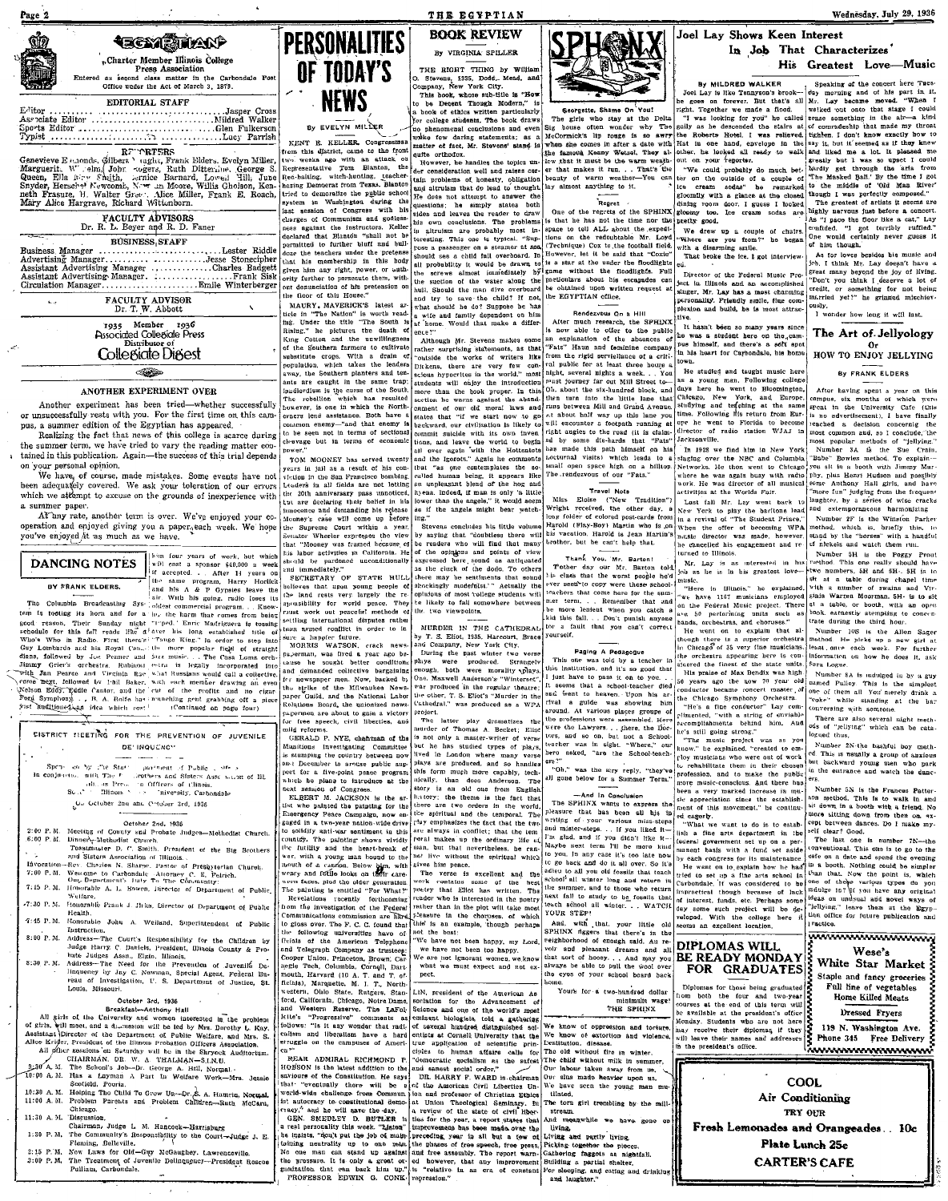# THE EGYPTIAN

Charter Member Illinois College Press Association

Entered as second class matter in the Carbondale Post Office under the Act of March 3, 1879.

## EDITORIAL STAFF

Editor .......... Jasper Cross
Associate Editor .......... Mildred Walker
Sports Editor .......... Glen Fulkerson
Typist .......... Lucy Parrish

### REPORTERS

Genevieve Edmonds, Gilbert Wright, Frank Elders, Evelyn Miller, Marguerite Wilhelm, John Rogers, Ruth Dittenline, George S. Queen, Ella Rose Smith, Bernice Barnard, Lowell Hill, June Snyder, Herschel Newcomb, Norman Moore, Willis Gholson, Kenneth Frasure, H. Walter Grace, Alice Miller, Frank E. Roach, Mary Alice Hargrave, Richard Wittenborn.

### FACULTY ADVISORS

Dr. R. L. Beyer and R. D. Faner

## BUSINESS STAFF

Business Manager .......... Lester Riddle
Advertising Manager .......... Jesse Stonecipher
Assistant Advertising Manager .......... Charles Badgett
Assistant Advertising Manager .......... Frank Sisk
Circulation Manager .......... Emile Winterberger

### FACULTY ADVISOR

Dr. T. W. Abbott

1935 Member 1936
Associated Collegiate Press
Distributor of
Collegiate Digest

## ANOTHER EXPERIMENT OVER

Another experiment has been tried—whether successfully or unsuccessfully rests with you. For the first time on this campus, a summer edition of the Egyptian has appeared.

Realizing the fact that news of this college is scarce during the summer term, we have tried to vary the reading matter contained in this publication. Again—the success of this trial depends on your personal opinion.

We have, of course, made mistakes. Some events have not been adequately covered. We ask your toleration of our errors which we attempt to excuse on the grounds of inexperience with a summer paper.

At any rate, another term is over. We've enjoyed your cooperation and enjoyed giving you a paper each week. We hope you've enjoyed it as much as we have.

## DANCING NOTES

BY FRANK ELDERS.

The Columbia Broadcasting System is tooting its horn and for a good reason. Their Sunday night schedule for this fall reads like a Who's Who in Radio. First there's Guy Lombardo and his Royal Canadians, followed by Joe Penner and Jimmy Grier's orchestra. Rubinoff with Jan Peerce and Virginia Rea come next, followed by Major Bowes, Nelson Eddy, Eddie Cantor, and the Ford Symphony. . . R. A. Rolfe has just auditioned an idea which costs him four years of work, but which will cost a sponsor $40,000 a week if accepted. . . After 14 years on the same program, Harry Horlick and his A & P Gypsies leave the air. With his going, radio loses its oldest commercial program. . . Know the harm that comes from being "taped." Enric Madriguera is tossing over his long established title of "Tango King," in order to step into the more popular field of straight jazz music. . . The Casa Loma orchestra is legally incorporated into what Russians would call a collective. Each member drawing an even cut of the profits and no cigar munching gent grabbing off a piece

(Continued on page four)

## DISTRICT MEETING FOR THE PREVENTION OF JUVENILE DELINQUENCY

Sponsored by the State Department of Public Welfare in conjunction with the Big Brothers and Sisters Association of Illinois, Probation Officers of Illinois, Southern Illinois Normal University, Carbondale

On October 2nd and October 3rd, 1936

### October 2nd, 1936

2:00 P. M. Meeting of County and Probate Judges—Methodist Church.

6:00 P. M. Dinner—Methodist Church.
Toastmaster D. C. Smith, President of the Big Brothers and Sisters Association of Illinois.
Invocation—Rev. Charles N. Sharpe, Pastor of Presbyterian Church.

7:00 P. M. Welcome to Carbondale—Attorney C. E. Feirich. Our Department's Duty To The Community.

7:15 P. M. Honorable A. L. Bowen, Director of Department of Public Welfare.

7:30 P. M. Honorable Frank J. Jirka, Director of Department of Public Health.

7:45 P. M. Honorable John A. Wieland, Superintendent of Public Instruction.

8:00 P. M. Address—The Court's Responsibility for the Children by Judge Harry C. Daniels, President, Illinois County & Probate Judges Assn., Elgin, Illinois.

8:30 P. M. Address—The Need for the Prevention of Juvenile Delinquency by Jay C. Newman, Special Agent, Federal Bureau of Investigation, U. S. Department of Justice, St. Louis, Missouri.

### October 3rd, 1936

Breakfast—Anthony Hall

All girls of the University and women interested in the problem of girls, will meet, and a discussion will be led by Mrs. Dorothy L. Kay, Assistant Director of the Department of Public Welfare, and Mrs. S. Alice Krider, President of the Illinois Probation Officers Association.

All other sessions on Saturday will be in the Shryock Auditorium.
CHAIRMAN, DR. W. A. THALMAN—S.I.N.U.

9:30 A. M. The School's Job—Dr. George A. Hill, Normal.

10:00 A. M. Has a Layman A Part In Welfare Work—Mrs. Jessie Scofield, Peoria.

10:30 A. M. Helping The Child To Grow Up—Dr. S. A. Hamrin, Normal.

11:00 A. M. Problem Parents and Problem Children—Ruth McCarn, Chicago.

11:30 A. M. Discussion.
Chairman, Judge L. M. Hancock—Harrisburg

1:30 P. M. The Community's Responsibility to the Court—Judge J. E. Fleming, Belleville.

2:15 P. M. New Laws for Old—Guy McGaughey, Lawrenceville.

3:00 P. M. The Treatment of Juvenile Delinquency—President Roscoe Pulliam, Carbondale.

# PERSONALITIES OF TODAY'S NEWS

By EVELYN MILLER

KENT E. KELLER, Congressman from this district, came to the front two weeks ago with an attack on Representative Tom Blanton, the Red-baiting, witch-hunting, teacher-hazing Democrat from Texas. Blanton tried to demoralize the public school system in Washington during the last session of Congress with his charges of Communism and godlessness against the instructors. Keller declared that Blanton "shall not be permitted to further bluff and bulldoze the teachers under the pretense that his membership in this body gives him any right, power, or authority further to persecute them, without denunciation of his pretension on the floor of this House."

MAURY MAVERICK'S latest article in "The Nation" is worth reading. Under the title "The South is Rising," he pictures the death of King Cotton and the unwillingness of the Southern farmers to cultivate substitute crops. With a drain of population, which takes the leaders away, the Southern planters and tenants are caught in the same trap: malnutrition is the curse of the South. The rebellion which has resulted however, is one in which the Northerners lend assistance. Both have a common enemy—"and that enemy is to be seen not in terms of sectional cleavage but in terms of economic power."

TOM MOONEY has served twenty years in jail as a result of his conviction in the San Francisco bombing. Leaders in all fields are not letting the 20th anniversary pass unnoticed, but are declaring their belief in his innocence and demanding his release. Mooney's case will come up before the Supreme Court within a year. Senator Wheeler expresses the view that "Mooney was framed because of his labor activities in California. He should be pardoned unconditionally and immediately."

SECRETARY OF STATE HULL believes that upon young people of the land rests very largely the responsibility for world peace. They must work out peaceful methods of settling international disputes rather than armed conflict in order to insure a happier future.

MORRIS WATSON, crack newspaperman, was fired a year ago because he sought better conditions and demanded collective bargaining for newspaper men. Now, backed by the strike of the Milwaukee Newspaper Guild, and the National Labor Relations Board, the unionized newspapermen are about to gain a victory for free speech, civil liberties, and mild reform.

GERALD P. NYE, chairman of the Munitions Investigating Committee is stumping the country between now and December to arouse public support for a 10-point peace program, which he plans to introduce at the next session of Congress.

ELBERT M. JACKSON is the artist who painted the painting for the Emergency Peace Campaign, now engaged in a two-year nation-wide drive to solidify anti-war sentiment in this country. The painting shows vividly the futility and the heart-break of war, with a young man bound to the mouth of a cannon. Below him, with weary and futile looks on their careworn faces, plod the older generation. The painting is entitled "For What?"

Revelations recently forthcoming from the investigation of the Federal Communications commission are likely to gloss over. The F. C. C. found that the following universities have officials of the American Telephone and Telegraph Company as trustees: Cooper Union, Princeton, Brown, Carnegie Tech, Columbia, Cornell, Dartmouth, Harvard (10 A. T. and T. officials), Marquette, M. I. T., Northwestern, Ohio State, Rutgers, Stanford, California, Chicago, Notre Dame, and Western Reserve. The LaFollette's "Progressive" comments as follows: "Is it any wonder that radicalism and liberalism have a hard struggle on the campuses of America?"

REAR ADMIRAL RICHMOND P. HOBSON is the latest addition to the saviours of the Constitution. He says that "eventually there will be a world-wide challenge from Communist autocracy to constitutional democracy," and he will save the day.

GEN. SMEDLEY D. BUTLER is a real personality this week. "Listen," he insists, "don't put the job of maintaining neutrality up to one man. No one man can stand up against the pressure. It is only a great organization that can back him up."

PROFESSOR EDWIN G. CONK-

# BOOK REVIEW

By VIRGINIA SPILLER

THE RIGHT THING by William O. Stevens, 1935, Dodd, Mead, and Company, New York City.

This book, whose sub-title is "How to be Decent Though Modern," is a book of ethics written particularly for college students. The book draws no phenomenal conclusions and even make few daring statements; as a matter of fact, Mr. Stevens' stand is quite orthodox.

However, he handles the topics under consideration well and raises certain problems of honesty, obligation and altruism that do lead to thought. He does not attempt to answer the questions; he simply states both sides and leaves the reader to draw his own conclusions. The problems in altruism are probably most interesting. This one is typical. "Suppose a passenger on a steamer at sea should see a child fall overboard. In all probability it would be drawn to the screws almost immediately by the suction of the water along the hull. Should the man dive overboard and try to save the child? If not, what should he do? Suppose he has a wife and family dependent on him at home. Would that make a difference?"

Although Mr. Stevens makes some rather surprising statements, as that "outside the works of Charles Dickens, there are very few conscious hypocrites in the world," most students will enjoy the introduction more than the book proper. In this section he warns against the abandonment of our old moral laws and states that "if we start now to go backward, our civilization is likely to commit suicide with its own inventions, and leave the world to begin all over again with the Hottentots and the Igorots." Again he comments that "as one contemplates the so-called human being, it appears like an unpleasant blend of the hog and hyena. Indeed, if man is only 'a little lower than the angels,' it would seem as if the angels might bear watching."

Stevens concludes his little volume by saying that "doubtless there will be readers who will find that many of the opinions and points of view expressed here, sound as antiquated as the clock of the dodo. To others there may be sentiments that sound shockingly modernist." Actually the opinions of most college students will be likely to fall somewhere between the two viewpoints.

MURDER IN THE CATHEDRAL by T. S. Eliot, 1935, Harcourt, Brace and Company, New York City.

During the past winter two verse plays were produced. Strangely enough, both were morality plays. One, Maxwell Anderson's "Winterset" was produced in the regular theatre; the other, T. S. Eliot's "Murder in the Cathedral," was produced as a WPA project.

The latter play dramatizes the murder of Thomas A. Becket. Eliot is not only a master-writer of verse but he has studied types of plays, lived in London where many verse plays are produced, and so handles this form much more capably, technically, than does Anderson. The story is an old one from English history; the theme is the fact that there are two orders in the world, the spiritual and the temporal. The play emphasizes the fact that the two are always in conflict; that the temporal makes up the ordinary life of man, but that nevertheless, he cannot live without the spiritual which gives him peace.

The verse is excellent and the work contains some of the best poetry that Eliot has written. The reader who is interested in the poetry rather than in the plot will take most pleasure in the choruses, of which this is an example, though perhaps not the best:

"We have not been happy, my Lord, we have not been too happy.
We are not ignorant women, we know what we must expect and not expect.

LIN, president of the American Association for the Advancement of Science and one of the world's most eminent biologists, told a gathering of several hundred distinguished scientists at Cornell University that the true application of scientific principles to human affairs calls for "democratic socialism as the safest and sanest social order."

DR. HARRY F. WARD is chairman of the American Civil Liberties Union and professor of Christian Ethics at Union Theological Seminary. In a review of the state of civil liberties for the year, a report states that improvements has been made over the preceding year in all but a few of the phases of free speech, free press, and free assembly. The report warned however, that any improvement is "relative to an era of constant repression."

# SPHINX

Georgette, Shame On You!

The girls who stay at the Delta Sig house often wonder why The McCormick's lip rouge is so awry when she comes in after a date with the famous Kenny Wetzel. They allow that it must be the warm weather that makes it run. . . That's the beauty of warm weather—You can lay almost anything to it.

### Regret

One of the regrets of the SPHINX is that he has not the time nor the space to tell ALL about the expeditions on the redoubtable Mr. Loyd (Technique) Cox to the football field. However, let it be said that "Coxie" is a star at the under the floodlights game without the floodlights. Full particulars about his escapades can be obtained upon written request at the EGYPTIAN office.

### Rendezvous On a Hill

After much research, the SPHINX is now able to offer to the public an explanation of the absences of "Fats" Haun and feminine company from the rigid surveillance of a critical public for at least three hours a night, several nights a week. . . You must journey far out Mill Street to—Oh, about the six-hundred block, and then turn into the little lane that runs between Mill and Grand Avenue. At about half way up this lane you will encounter a footpath running at right angles to the road (it is claimed by some die-hards that "Fats" has made this path himself on his nocturnal visits) which leads to a small open space high on a hilltop. The rendezvous of our "Fats."

### Travel Note

Miss Eloise ("New Tradition") Wright received, the other day, a long folder of colored post-cards from Harold (Play-Boy) Martin who is on his vacation. Harold is Jean Martin's brother, but he can't help that.

### Thank You, Mr. Barton!

Tother day our Mr. Barton told his class that the worst people he'd ever seen to copy were those schoolteachers that come here for the summer term. . . Remember that and be more lenient when you catch a kid this fall. . . Don't punish anyone for a fault that you can't correct yourself.

### Paging A Pedagogue

This one was told by a teacher in this institution, and it's so good that I just have to pass it on to you. . . It seems that a school-teacher died and went to heaven. Upon his arrival a guide was showing him around. At various places groups of the professions were assembled. Here were the Lawyers . . . there the Doctors, and so on, but not a School-teacher was in sight. "Where," our hero asked, "are the School-teachers?"

"Oh," was the wry reply, "they've all gone below for a Summer Term."

### —And In Conclusion

The SPHINX wants to express the pleasure that has been all his in writing of your various miss-steps and mistersteps. . . If you liked it—I'm glad, and if you didn't like it—Maybe next term I'll be more kind to you. In any case it's too late now to go back and do it all over. So it's adieu to all you old fossils that teach school all winter long and return in the summer, and to those who return next fall to study to be fossils that teach school all winter. . . WATCH YOUR STEP!

And, with that, your little old SPHINX figgers that there's in the neighborhood of enough said. Au revoir and pleasant dreams and all that sort of hooey. . . And may you always be able to pull the wool over the eyes of your school board back home.

Yours for a two-hundred dollar minimum wage!
THE SPHINX

We know of oppression and torture,
We know of extortion and violence,
Destitution, disease.
The old without fire in winter,
The child without milk in summer,
Our labour taken away from us,
Our sins made heavier upon us.
We have seen the young man mutilated,
The torn girl trembling by the mill-stream.
And meanwhile we have gone on living,
Living and partly living,
Picking together the pieces,
Gathering faggots at nightfall,
Building a partial shelter,
For sleeping, and eating and drinking and laughter."

# Joel Lay Shows Keen Interest In Job That Characterizes His Greatest Love—Music

By MILDRED WALKER

Joel Lay is like Tennyson's brook—he goes on forever. But that's all right. Together we made a flood.

"I was looking for you" he called gaily as he descended the stairs at the Roberts Hotel. I was relieved. Hat in one hand, envelope in the other, he looked all ready to walk out on your reporter.

"We could probably do much better on the outside of a couple of ice cream sodas" he remarked gloomily with a glance at the closed dining room door. I guess I looked gloomy too. Ice cream sodas are pretty good.

We drew up a couple of chairs. "Where are you from?" he began with a disarming smile.

That broke the ice. I got interviewed.

Director of the Federal Music Project in Illinois and an accomplished singer, Mr. Lay has a most charming personality. Friendly smile, fine complexion and build, he is most attractive.

It hasn't been so many years since he was a student here on the campus himself, and there's a soft spot in his heart for Carbondale, his home town.

He studied and taught music here as a young man. Following college days here he went to Bloomington, Chicago, New York, and Europe, studying and teaching at the same time. Following his return from Europe he went to Florida to become director of radio station WJAJ in Jacksonville.

In 1928 we find him in New York singing over the NBC and Columbia Networks. He then went to Chicago where he was again busy with radio work. He was director of all musical activities at the Worlds Fair.

Last fall Mr. Lay went back to New York to play the baritone lead in a revival of "The Student Prince." When the offer of becoming WPA music director was made, however, he cancelled his engagement and returned to Illinois.

Mr. Lay is as interested in his job as he is in his greatest love—music.

"Here in Illinois," he explained, "we have 1167 musicians employed on the Federal Music project. There are 50 performing units such as bands, orchestras, and choruses."

He went on to explain that although there is a superior orchestra in Chicago of 85 very fine musicians, the orchestra appearing here is considered the finest of the state units. His praise of Max Bendix was high. 58 years ago the now 70 year old conductor became concert master of the Chicago Symphony Orchestra.

"He's a fine conductor" Lay complimented, "with a string of enviable accomplishments behind him. And he's still going strong."

"The music project was as you know," he explained, "created to employ musicians who were out of work, to rehabilitate them in their chosen profession, and to make the public more music-conscious. And there has been a very marked increase in music appreciation since the establishment of this movement," he continued eagerly.

"What we want to do is to establish a fine arts department in the federal government set up on a permanent basis with a fund set aside by each congress for its maintenance."

He went on to explain how he had tried to set up a fine arts school in Carbondale. It was considered to be impractical though because of lack of interest, funds, etc. Perhaps some day some such project will be developed with the college here it seems an excellent location.

Speaking of the concert here Tuesday morning and of his part in it, Mr. Lay became moved. "When I walked out onto that stage I could sense something in the air—a kind of comradeship that made my throat tighten. I don't know exactly how to say it, but it seemed as if they knew and liked me a lot. It pleased me greatly but I was so upset I could hardly get through the arts from "The Masked Ball." By the time I got to the middle of 'Old Man River' though I was perfectly composed."

The greatest of artists it seems are highly nervous just before a concert. As "I pace the floor like a cat," Lay confided. "I got terribly ruffled." One would certainly never guess it of him though.

As for loves besides his music and job, I think Mr. Lay doesn't have a great many beyond the joy of living. "Don't you think I deserve a lot of credit, or something for not being married yet?" he grinned mischievously.

I wonder how long it will last.

# DIPLOMAS WILL BE READY MONDAY FOR GRADUATES

Diplomas for those being graduated from both the four and two-year courses at the end of this term will be available at the president's office Monday. Students who are not here may receive their diplomas if they will leave their names and addresses in the president's office.

# The Art of Jellyology Or HOW TO ENJOY JELLYING

By FRANK ELDERS

After having spent a year on this campus, six months of which were spent in the University Cafe (this is no advertisement), I have finally reached a decision concerning the most common and, so I conclude, the most popular methods of "jellying."

Number 3A is the Sue Crain "Babe" Reeves method. To explain—you sit in a booth with Jimmy Murphy, plus Henri Hudson and possibly some Anthony Hall girls, and have "more fun" judging from the frequent laughter, by a series of wise cracks and extemporaneous harmonizing.

Number 2F is the Winston Parker method, which is, briefly this, to stand by the "phone" with a handful of nickels and watch them run.

Number 5H is the Peggy Prout method. This one really should have two numbers, 5H and 5H-. 5H is to sit at a table during chapel time with a number of swains and Virginia Warren Moorman. 5H- is to sit at a table, or booth, with an open book, earnestly attempting to concentrate during the third hour.

Number 10S is the Allen Sager method. He picks up a new girl at least once each week. For further information on how he does it, ask Sara Logue.

Number 8A is indulged in by a guy named Pulley. This is the simplest one of them all. You merely drink a "coke" while standing at the bar conversing with someone.

There are also several night methods of "jellying" which can be catalogued thus,

Number 2N—the bashful boy method. This is usually a group of anxious but backward young men who park in the entrance and watch the dancers.

Number 5N is the Frances Patterson method. This is to walk in and sit down in a booth with a friend. No more sitting down from then on, except between dances. Do I make myself clear? Good.

The last one is number 7N—the conventional. This one is to go to the cafe on a date and spend the evening in a booth. Nothing could be simpler. Can you see now the point, as well as one of the purposes upon the ? Now do you indulge in? If you have any original ideas on unusual and novel ways of "jellying," leave them at the Egyptian office for future publication and practice.

Wese's
White Star Market
Staple and fancy groceries
Full line of vegetables
Home Killed Meats
Dressed Fryers
119 N. Washington Ave.
Phone 345 Free Delivery

COOL
Air Conditioning
TRY OUR
Fresh Lemonades and Orangeades . . 10c
Plate Lunch 25c
CARTER'S CAFE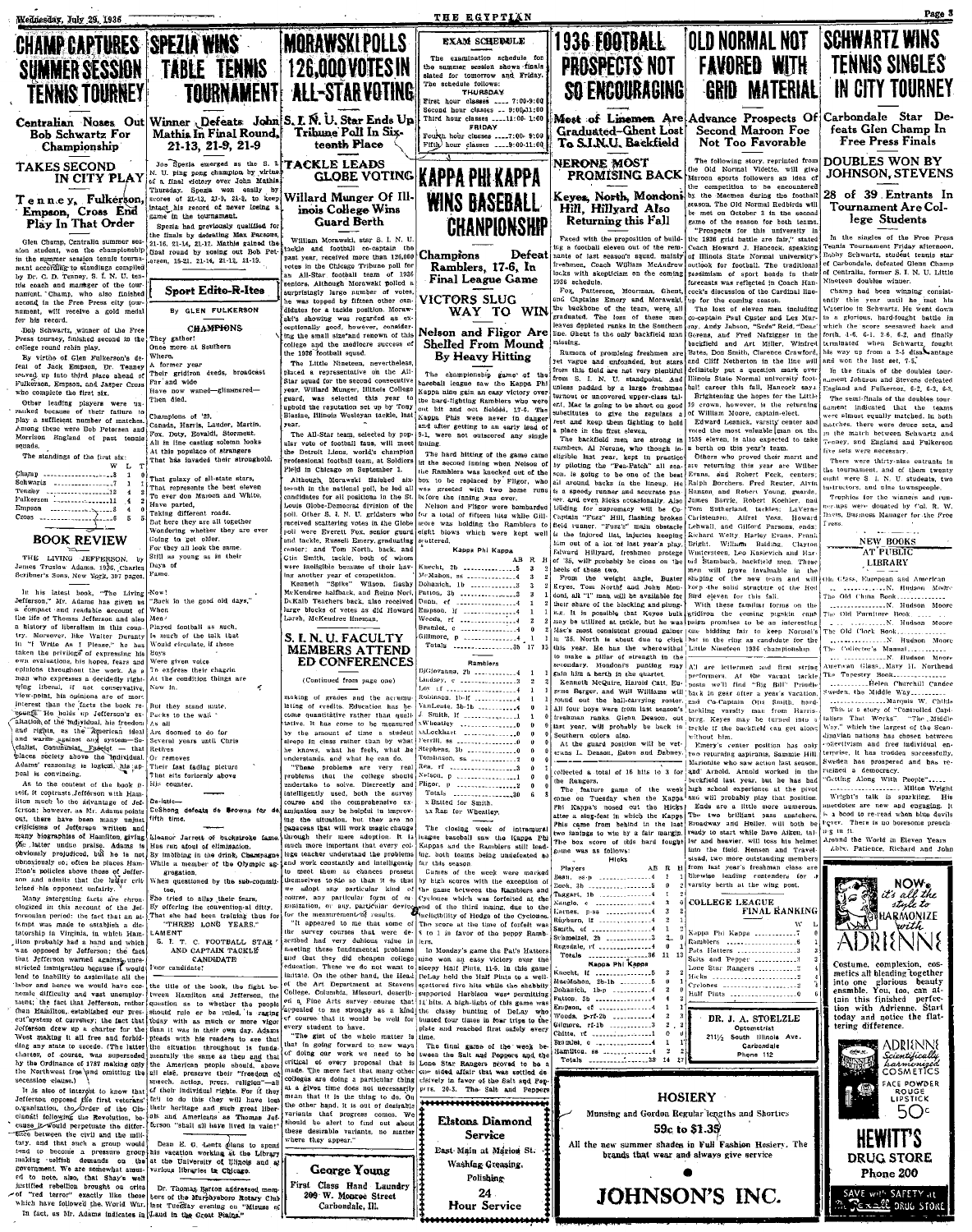# CHAMP CAPTURES SUMMER SESSION TENNIS TOURNEY

## Centralian Noses Out Bob Schwartz For Championship

### TAKES SECOND IN CITY PLAY

### Tenney, Fulkerson, Empson, Cross End Play In That Order

Glen Champ, Centralia summer session student, won the championship in the summer session tennis tournament according to standings compiled by Dr. C. D. Tenney, S. I. N. U. tennis coach and manager of the tournament. Champ, who also finished second in the Free Press city tournament, will receive a gold medal for his record.

Bob Schwartz, winner of the Free Press tourney, finished second in the college round robin play.

By virtue of Glen Fulkerson's defeat of Jack Empson, Dr. Tenney moved up into third place ahead of Fulkerson, Empson, and Jasper Cross who complete the first six.

Other leading players were unranked because of their failure to play a sufficient number of matches. Among these were Bob Petersen and Morrison England of past tennis squads.

The standings of the first six:

| | W | L | T |
|---|---|---|---|
| Champ | 3 | 1 | 0 |
| Schwartz | 7 | 1 | 1 |
| Tenney | 12 | 4 | 2 |
| Fulkerson | 11 | 4 | 2 |
| Empson | 3 | 4 | 0 |
| Cross | 6 | 5 | 5 |

## BOOK REVIEW

THE LIVING JEFFERSON, by James Truslow Adams. 1936. Charles Scribner's Sons, New York, 397 pages.

In his latest book, "The Living Jefferson," Mr. Adams has given us a compact and readable account of the life of Thomas Jefferson and also a history of liberalism in this country. Moreover, like Walter Duranty in "I Write As I Please," he has taken the privilege of expressing his own evaluations, his hopes, fears and opinions throughout the work. As a man who expresses a decidedly rightwing liberal, if not conservative, view-point, his opinions are of more interest than the facts the book reveals. He holds up Jefferson's exaltation of the individual, his freedom and rights, as the American ideal and warns against any system—Socialist, Communist, Fascist — that places society above the individual. Adams' reasoning is logical, his appeal is convincing.

As to the content of the book itself, it contrasts Jefferson with Hamilton much to the advantage of Jefferson; however, as Mr. Adams points out, there have been many unjust criticisms of Jefferson written and many biographies of Hamilton giving the latter undue praise. Adams is obviously prejudiced, but he is not obnoxiously so; often he places Hamilton's policies above those of Jefferson and admits that the latter criticized his opponent unfairly.

Many interesting facts are chronologized in this account of the Jeffersonian period: the fact that an attempt was made to establish a dictatorship in Virginia, in which Hamilton probably had a hand and which was opposed by Jefferson; the fact that Jefferson warned against unrestricted immigration because it would tend to inability to assimilate all the labor and hence we would have economic difficulty and vast unemployment; the fact that Jefferson, rather than Hamilton, established our present system of currency; the fact that Jefferson drew up a charter for the West making it all free and forbidding any state to secede. (The latter clauses, of course, were superseded by the Ordinance of 1787 making only the Northwest free and omitting the secession clause.)

It is also of interest to know that Jefferson opposed the first veterans' organization, the Order of the Cincinnati following the Revolution, because it would perpetuate the difference between the civil and the military, and that such a group would tend to become a pressure group making selfish demands on the government. We are somewhat amused to note, also, that Shay's well justified rebellion brought on cries of "red terror" exactly like those which have followed the World War. In fact, as Mr. Adams indicates in

# SPEZIA WINS TABLE TENNIS TOURNAMENT

## Winner Defeats John Mathis In Final Round, 21-13, 21-9, 21-9

Joe Spezia emerged as the S. I. N. U. ping pong champion by virtue of a final victory over John Mathis Thursday. Spezia won easily by scores of 21-13, 21-9, 21-9, to keep intact his record of never losing a game in the tournament.

Spezia had previously qualified for the finals by defeating Max Parsons, 21-16, 21-14, 21-17. Mathis gained the final round by ousting out Bob Peterson, 15-21, 21-14, 21-12, 21-19.

## Sport Edito-R-Ites

By GLEN FULKERSON

### CHAMPIONS

They gather!
Once more at Southern
Where,
A former year
Their gridiron deeds, broadcast
Far and wide
Have now waned—glimmered—
Then died.

Champions of '29.
Canada, Harris, Lauder, Martin,
Fox, Doty, Eovaldi, Stormont.
All in the casting solemn looks
At this populace of strangers
That has invaded their stronghold.

That galaxy of all-stars,
That represents the best eleven
To ever don Maroon and White,
Have parted,
Taking different roads.
But here they are all together
Wondering whether they are ever
Going to get older.
For they all look the same,
Still as young as in their
Days of
Fame.

Now!
"Back in the good old days,"
When
Men
Played football as such,
Is much of the talk that
Would circulate, if these
Boys
Were given voice
To express their chagrin
At the condition things are
Now in.

But they stand mute,
Backs to the wall
As all
Are doomed to do for
Several years until Chris
Retires
Or removes
Their last fading picture
That sits forlornly above
His counter.

De-latie—
CoShong defeats do Browns for da fifth time.

Eleanor Jarrett of backstroke fame Has run afoul of elimination.
By imbibing in the drink, Champagne While a member of the Olympic aggregation.

When questioned by the sub-committee,
She tried to allay their fears,
By offering the conventional ditty,
That she had been training thus for "THREE LONG YEARS."

LAMENT
S. I. T. C. FOOTBALL STAR AND CAPTAIN TACKLE CANDIDATE

Poor candidate!

the title of the book, the fight between Hamilton and Jefferson, the question as to whether the people should rule or be ruled, is raging today with as much or more vigor than it was in their own day. Adams pleads with his readers to see that the situation throughout is fundamentally the same as they and that the American people should, above all else, preserve their "freedom of speech, action, press, religion"—all of their individual rights. For if they fail to do this they will have lost their heritage and such great liberals and Americans as Thomas Jefferson "shall all have lived in vain!"

Dean E. G. Lentz plans to spend his vacation working at the Library at the University of Illinois and at various libraries in Chicago.

Dr. Thomas Barton addressed members of the Murphysboro Rotary Club last Tuesday evening on "Misuse of Land in the Great Plains."

# MORAWSKI POLLS 126,000 VOTES IN ALL-STAR VOTING

## S. I. N. U. Star Ends Up Tribune Poll In Sixteenth Place

### TACKLE LEADS GLOBE VOTING

### Willard Munger Of Illinois College Wins Guard Berth

William Morawski, star S. I. N. U. tackle and football co-captain the past year, received more than 126,000 votes in the Chicago Tribune poll for an All-Star football team of 1936 seniors. Although Morawski polled a surprisingly large number of votes, he was topped by fifteen other candidates for a tackle position. Morawski's showing was regarded as exceptionally good, however, considering the small size and renown of this college and the mediocre success of the 1936 football squad.

The Little Nineteen, nevertheless, placed a representative on the All-Star squad for the second consecutive year. Willard Munger, Illinois College guard, was selected this year to uphold the reputation set up by Tony Blazine, Illinois Wesleyan tackle, last year.

The All-Star team, selected by popular vote of football fans, will meet the Detroit Lions, world's champion professional football team, at Soldiers Field in Chicago on September 1.

Although Morawski finished sixteenth in the national poll, he led all candidates for all positions in the St. Louis Globe-Democrat division of the poll. Other S. I. N. U. gridders who received scattering votes in the Globe poll were Everett Fox, senior guard and tackle, Russell Emery, graduating center; and Tom North, back, and Otis Smith, tackle, both of whom were ineligible because of their having another year of competition.

Kenneth "Spike" Wilson, flashy McKendree halfback, and Reino Nori, DeKalb Teachers back, also received large blocks of votes as did Howard Lareh, McKendree lineman.

## S. I. N. U. FACULTY MEMBERS ATTEND ED CONFERENCES

(Continued from page one)

making of grades and the accumulating of credits. Education has become quantitative rather than qualitative. It has come to be measured by the amount of time a student sleeps in class rather than by what he knows, what he feels, what he understands, and what he can do.

"These problems are very real problems that the college should undertake to solve. Discreetly and intelligently used, both the survey course and the comprehensive examination may be helpful in improving the situation, but they are no panaceas that will work magic change through their mere adoption. It is much more important that every college teacher understand the problems and work constantly and intelligently to meet them as chances present themselves to do so than it is that we adopt any particular kind of course, any particular form of organization, or any particular device of the measurement of results.

"It appeared to me that some of the survey courses that were described had very dubious value in meeting these fundamental problems and that they did cheapen college education. These we do not want to imitate. On the other hand, the Head of the Art Department at Stevens College, Columbia, Missouri, described a Fine Arts survey course that appealed to me strongly as a kind of course that it would be well for every student to have.

"The gist of the whole matter is that in all of our work we need to be critical of every proposal that is made. The mere fact that many other colleges are doing a particular thing at a given time does not necessarily mean that it is the thing to do. On the other hand, it is not of desirable variants that progress comes. We should be alert to find out about these desirable variants, no matter where they appear."

---

**George Young**
First Class Hand Laundry
209 W. Monroe Street
Carbondale, Ill.

---

## EXAM SCHEDULE

The examination schedule for the summer session shows finals slated for tomorrow and Friday. The schedule follows:

THURSDAY
First hour classes .......7:00-9:00
Second hour classes ....9:00-11:00
Third hour classes ......11:00-1:00

FRIDAY
Fourth hour classes .....7:00- 9:00
Fifth hour classes .......9:00-11:00

# KAPPA PHI KAPPA WINS BASEBALL CHAMPIONSHIP

## Champions Defeat Ramblers, 17-6, In Final League Game

### VICTORS SLUG WAY TO WIN

### Nelson and Fligor Are Shelled From Mound By Heavy Hitting

The championship game of the baseball league saw the Kappa Phi Kappa nine gain an easy victory over the hard-fighting Ramblers who were out hit and out fielded, 17-6. The Kappa Phis were never in danger and after getting to an early lead of 9-1, were not outscored any single inning.

The hard hitting of the game came in the second inning when Nelson of the Ramblers was knocked out of the box to be replaced by Fligor, who was greeted with two home runs before the inning was over.

Nelson and Fligor were bombarded for a total of fifteen hits while Gillmore was holding the Ramblers to eight blows which were kept well scattered.

**Kappa Phi Kappa**

| | AB | R | H |
|---|---|---|---|
| Knecht, 3b | 5 | 3 | 2 |
| McMahon, ss | 4 | 3 | 2 |
| Dolnatch, 1b | 5 | 2 | 2 |
| Patton, 3b | 3 | 3 | 1 |
| Dunn, cf | 4 | 2 | 2 |
| Empson, lf | 4 | 1 | 1 |
| Woods, rf | 4 | 2 | 2 |
| Bramlet, c | 4 | 0 | 2 |
| Gillmore, p | 4 | 1 | 1 |
| Totals | 36 | 17 | 15 |

**Ramblers**

| | AB | R | H |
|---|---|---|---|
| DiGiovanna, 2b | 4 | 1 | 1 |
| Lindsey, c | 3 | 2 | 2 |
| Lee, lf | 4 | 1 | 1 |
| Robinson, 1b-lf | 4 | 1 | 1 |
| VanLente, 3b-1b | 4 | 0 | 1 |
| J. Smith, lf | 1 | 1 | 0 |
| xWheatley | 0 | 0 | 0 |
| xxLockhart | 0 | 0 | 0 |
| Ferrill, ss | 0 | 0 | 0 |
| Stephens, 3b | 0 | 0 | 0 |
| Tomlinson, ss | 2 | 0 | 0 |
| Rea, rf | 2 | 1 | 1 |
| Nelson, p | 1 | 0 | 0 |
| Fligor, p | 2 | 0 | 0 |
| Totals | 30 | 6 | 8 |

x Batted for Smith.
xx Ran for Wheatley.

The closing week of intramural league baseball saw the Kappa Phi Kappas and the Ramblers still leading, both teams being undefeated so far this season.

Games of the week were marked by high scores with the exception of the game between the Ramblers and Cyclones which was forfeited at the end of the third inning due to the ineligibility of Hodge of the Cyclones. The score at the time of forfeit was 5 to 1 in favor of the peppy Ramblers.

In Monday's game the Pat's Hatters nine won an easy victory over the Sleepy Half Pints, 11-5. In this game DeLay held the Half Pints to a well scattered five hits while the shabbily supported Harbison were permitting 11 hits. A high-light of this game was the classy hurling of DeLay who hurled four times in four trips to the plate and reached first safely every time.

The final game of the week between the Salt and Peppers and the Lone Star Rangers proved to be a one sided affair that was settled decisively in favor of the Salt and Peppers, 20-3. The Salt and Peppers

---

**Elstons Diamond Service**
East Main at Marion St.
Washing Greasing.
Polishing
24
Hour Service

---

# 1936 FOOTBALL PROSPECTS NOT SO ENCOURAGING

## Most of Linemen Are Graduated—Ghent Lost To S.I.N.U. Backfield

### NERONE MOST PROMISING BACK

### Keyes, North, Mondoni, Hill, Hillyard Also Returning this Fall

Faced with the proposition of building a football eleven out of the remnants of last season's squad, mainly freshmen, Coach William McAndrew looks with skepticism on the coming 1936 schedule.

Fox, Patterson, Moorman, Ghent, and Captains Emery and Morawski, the backbone of the team, were all graduated. The loss of these men leaves depleted ranks in the Southern line. Ghent is the only backfield man missing.

Rumors of promising freshmen are yet vague and unfounded, but stars from this field are not very plentiful from S. I. N. U. standpoint. And unless padded by a large freshman turnout or uncovered upper-class talent, Mac is going to be short on good substitutes to give the regulars a rest and keep them fighting to hold a place in the first eleven.

The backfield men are strong in numbers. Al Nerone, who though ineligible last year, kept in practice by piloting the "Fee-Patch" all season, is going to be one of the best all around backs in the lineup. He is a speedy runner and accurate passer, and even kicks occasionally. Also bidding for supremacy will be Co-Captain "Fuzz" Hill, flashing broken field runner. "Fuzz's" main obstacle is the injured list, injuries keeping him out of a lot of last year's play. Edward Hillyard, freshman protege of '35, will probably be close on the heels of these two.

From the weight angle, Buster Keyes, Tom North and John Mondoni, all "I" men will be available for their share of the blocking and plunging. It is possible that Keyes bulk may be utilized at tackle, but he was Mac's most consistent ground gainer in '35. North is about due to click this year. He has the wherewithal to make a pillar of strength in the secondary. Mondoni's punting may gain him a berth in the quartet.

Kenneth McGuire, Harold Catt, Eugene Burger, and Will Williams will round out the ball-carrying roster. All four boys were from last season's freshman ranks. Glenn Deason, out last year, will probably be back in Southern colors also.

At the guard position will be veterans L. Deason, Eaton and Dabney.

collected a total of 15 hits to 3 for the Rangers.

The feature game of the week came on Tuesday when the Kappa Phi Kappa's nosed out the Hicks after a slug-fest in which the Kappa Phis came from behind in the last two innings to win by a fair margin. The box score of this hard fought game was as follows:

**Hicks**

| Players | AB | R | H |
|---|---|---|---|
| Bean, ss-p | 4 | 1 | 1 |
| Bock, 3b | 5 | 0 | 2 |
| Taggart, 1b | 4 | 1 | 2 |
| Kangle, c | 4 | 2 | 3 |
| Lames, p-ss | 4 | 3 | 2 |
| Rayburn, lf | 4 | 1 | 1 |
| Smith, cf | 4 | 1 | 1 |
| Schmelzel, 2b | 3 | 2 | 0 |
| Ragsdale, rf | 4 | 0 | 1 |
| Totals | 36 | 11 | 13 |

**Kappa Phi Kappa**

| | AB | R | H |
|---|---|---|---|
| Knecht, lf | 5 | 3 | 2 |
| MacMahon, 2b-1b | 5 | 0 | 1 |
| Dolnatch, 1b-p | 4 | 2 | 0 |
| Patton, 3b | 4 | 3 | 2 |
| Empson, cf | 4 | 1 | 1 |
| Woods, p-rf-2b | 3 | 2 | 3 |
| Gillmore, rf-1b | 3 | 2 | 2 |
| Chitts, rf | 0 | 0 | 0 |
| Bramlet, c | 4 | 1 | 1 |
| Hamilton, ss | 4 | 2 | 2 |
| Totals | 38 | 14 | 17 |

# OLD NORMAL NOT FAVORED WITH GRID MATERIAL

## Advance Prospects Of Second Maroon Foe Not Too Favorable

The following story, reprinted from the Old Normal Vidette, will give Maroon sports followers an idea of the competition to be encountered by the Macmen during the football season. The Old Normal Redbirds will be met on October 3 in the second game of the season for both teams.

"Prospects for this university in the 1936 grid battle are fair," stated Coach Howard J. Hancock, speaking of Illinois State Normal university's outlook for football. The traditional pessimism of sport heads in their forecasts was reflected in Coach Hancock's discussion of the Cardinal lineup for the coming season.

The loss of eleven men, including co-captain Paul Custer and Les Murray, Andy Jabson, "Sude" Reid, "Deac" Gorens, and Fred Nafzigger in the backfield and Art Miller, Winfred Bates, Don Smith, Clarence Crawford, and Cliff Netherton in the line will definitely put a question mark over Illinois State Normal university football career this fall, Hancock says.

Brightening the hopes for the Little 19 crown, however, is the returning of William Moore, captain-elect.

Edward Lesnick, varsity center and voted the most valuable man on the 1935 eleven, is also expected to take a berth on this year's team.

Others who proved their merit and are returning this year are Wilbur Evans, and Robert Feck, centers; Ralph Borchers, Fred Reuter, Alvin Lenox, and Charles Reuter, guards; James Barrie, Robert Koehler, and Tom Sutherland, tackles; LaVerne Christenson, Alfred Voss, Howard Gehwall, and Gifford Parsons, ends; Richard Welty, Harley Evans, Frank Bright, William Balding, Clayton Wintersteen, Leo Kasevich and Harold Stambach, backfield men. These men will prove invaluable in the shaping of the new team and will keep the solid structure of the Red Bird eleven for this fall.

With these familiar forms on the gridiron the coming pigskin campaign promises to be an interesting one bidding fair to keep Normal's hat in the ring as candidate for the Little Nineteen 1936 championship.

All are lettermen and first string performers. At the vacant tackle posts we'll find "Big Bill" Prindle back in gear after a year's vacation, and Co-Captain Otis Smith, hard-tackling varsity man from Harrisburg. Keyes may be turned into a tackle if the backfield can get along without him.

Emery's center position has only two returning aspirants, Sammie Hill Marionite who saw action last season, and Arnold. Arnold worked in the backfield last year, but he has had high school experience at the pivot and will probably play that position.

Ends are a little more numerous. The two brilliant pass snatchers, Broadway and Heller, will both be ready to start while Dave Aiken, taller and heavier, will toss his helmet into the field. Hensen and Travelstead, two more outstanding members from last year's freshman class are likewise leading contenders for a varsity berth at the wing post.

## COLLEGE LEAGUE FINAL RANKING

| | W | L |
|---|---|---|
| Kappa Phi Kappa | 7 | 0 |
| Ramblers | 5 | 1 |
| Pats Hatters | 3 | 3 |
| Salts and Pepper | 3 | 4 |
| Lone Star Rangers | 2 | 4 |
| Hicks | 2 | 4 |
| Cyclones | 2 | 4 |
| Half Pints | 0 | 6 |

---

**DR. J. A. STOELZLE**
Optometrist
211½ South Illinois Ave.
Carbondale
Phone 112

---

# SCHWARTZ WINS TENNIS SINGLES IN CITY TOURNEY

## Carbondale Star Defeats Glen Champ In Free Press Finals

### DOUBLES WON BY JOHNSON, STEVENS

### 28 of 39 Entrants In Tournament Are College Students

In the singles of the Free Press Tennis Tournament Friday afternoon, Bobby Schwartz, student tennis star of Carbondale, defeated Glenn Champ of Centralia, former S. I. N. U. Little Nineteen doubles winner.

Champ had been winning consistently this year until he met his Waterloo in Schwartz. He went down in a glorious, hard-fought battle in which the score seesawed back and forth, 1-6, 6-1, 2-6, 6-2, and finally terminated when Schwartz fought his way up from a 2-5 disadvantage and won on the last set, 7-5.

In the finals of the doubles tournament Johnson and Stevens defeated England and Fulkerson, 6-2, 6-3, 6-3.

The semi-finals of the doubles tournament indicated that the teams were almost equally matched. In both matches, there were deuce sets, and in the match between Schwartz and Tenney, and England and Fulkerson five sets were necessary.

There were thirty-nine entrants in the tournament, and of them twenty eight were S. I. N. U. students, two instructors, and nine townspeople.

Trophies for the winners and runners-ups were donated by Col. R. W. Davis, Business Manager for the Free Press.

## NEW BOOKS AT PUBLIC LIBRARY

Old Glass, European and American ............N. Hudson Moore
The Old China Book ............N. Hudson Moore
The Old Furniture Book ............N. Hudson Moore
The Old Clock Book ............N. Hudson Moore
The Collector's Manual ............N. Hudson Moore
American Glass..Mary H. Northend
The Tapestry Book ............Helen Churchill Candee
Sweden, the Middle Way ............Marquis W. Childs

This is a story of "Controlled Capitalism That Works" "The Middle Way," which the largest of the Scandinavian nations has chosen between collectivism and free individual enterprise. It has trodden successfully. Sweden has prospered and has remained a democracy.

"Getting Along With People"....
............Milton Wright

Wright's talk is sparkling. His anecdotes are new and engaging. It is a book to re-read when blue devils hover. There is no boresome preaching in it.

Around the World in Eleven Years
Abbe, Patience, Richard and John

---

NOW— it's all the style to HARMONIZE with ADRIENNE

Costume, complexion, cosmetics all blending together into one glorious beauty ensemble. You, too, can attain this finished perfection with Adrienne. Start today and notice the flattering difference.

ADRIENNE Scientifically harmonized COSMETICS
FACE POWDER
ROUGE
LIPSTICK
50c

**HEWITT'S DRUG STORE**
Phone 200

SAVE with SAFETY at The Rexall DRUG STORE

---

**HOSIERY**

Munsing and Gordon Regular lengths and Shorties
59c to $1.35

All the new summer shades in Full Fashion Hosiery. The brands that wear and always give service

**JOHNSON'S INC.**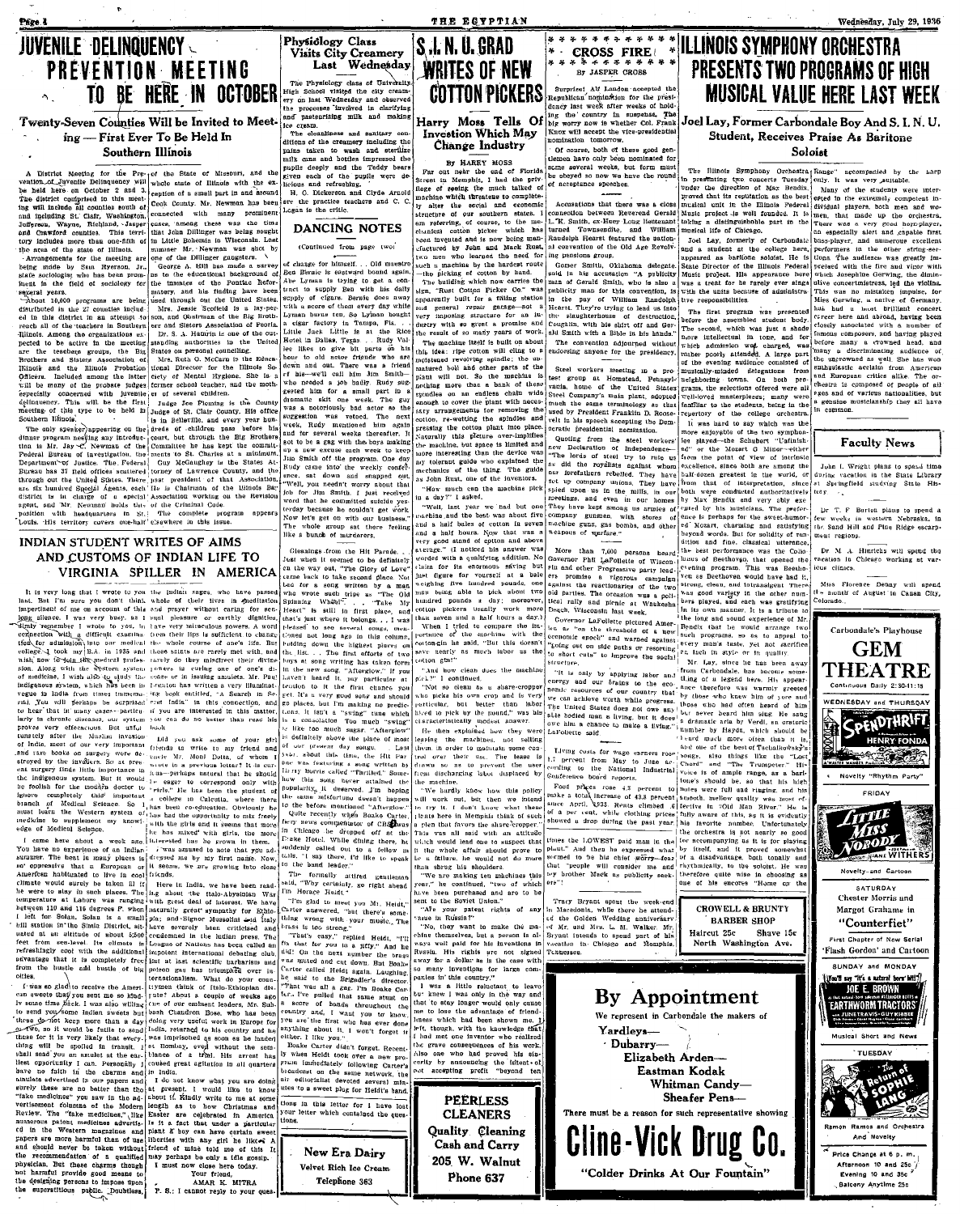# JUVENILE DELINQUENCY PREVENTION MEETING TO BE HERE IN OCTOBER

## Twenty-Seven Counties Will be Invited to Meeting — First Ever To Be Held In Southern Illinois

A District Meeting for the Prevention of Juvenile Delinquency will be held here on October 2 and 3. The district comprised in this meeting will include all counties south of and including St. Clair, Washington, Jefferson, Wayne, Richland, Jasper and Crawford counties. This territory includes more than one-fifth of the area of the state of Illinois.

Arrangements for the meeting are being made by Sam Ryerson, Jr., state sociologist who has been prominent in the field of sociology for several years.

About 10,000 programs are being distributed in the 27 counties included in the district in an attempt to reach all of the teachers in Southern Illinois. Among the organizations expected to be active in the meeting are the teachers groups, the Big Brothers and Sisters Association of Illinois and the Illinois Probation Officers. Included among the latter will be many of the probate judges especially concerned with juvenile delinquency. This will be the first meeting of this type to be held in Southern Illinois.

The only speaker appearing on the dinner program needing any introduction is Mr. Jay C. Newman of the Federal Bureau of Investigation, the Department of Justice. The Federal Bureau has 37 field offices scattered through out the United States. There are six hundred Special Agents, each of which is in charge of a special agent, and Mr. Newman holds this position with headquarters in St. Louis. His territory covers one-half of the State of Missouri, and the whole state of Illinois with the exception of a small part in and around Cook County. Mr. Newman has been connected with many prominent cases, among these was the time that John Dillinger was being sought in Little Bohemia in Wisconsin. Last summer Mr. Newman was shot by one of the Dillinger gangsters.

George A. Hill has made a survey as to the educational background of the inmates of the Pontiac Reformatory, and his finding have been used through out the United States.

Mrs. Jessie Scofield is a very person, and chairman of the Big Brothers and Sisters Association of Peoria.

Dr. S. A. Hamrin is one of the outstanding authorities in the United States on personal counciling.

Mrs. Ruth O. McCarn is the Educational Director for the Illinois Society of Mental Hygiene. She is a former school teacher, and the mother of several children.

Judge Joe Fleming is the County Judge of St. Clair County. His office is in Belleville, and every year hundreds of children pass before his court, but through the Big Brothers Committee he has kept the commitments to St. Charles at a minimum.

Guy McGaughey is the States Attorney of Lawrence County, and the past president of that Association. He is Chairman of the Illinois Bar Association working on the Revision of the Criminal Code.

The complete program appears elsewhere in this issue.

# INDIAN STUDENT WRITES OF AIMS AND CUSTOMS OF INDIAN LIFE TO VIRGINIA SPILLER IN AMERICA

It is very long that I wrote to you last. But I'm sure you don't think impertinent of me on account of this long silence. I was very busy, as I dimly remember I wrote to you, in connection with a different examination for admission into our medical college. I took my B.A. in 1935 and wish now to join the medical profession. Along with the western system of medicine, I wish also to study the indigenous system, which has been in vogue in India from times immemorial. You will perhaps be surprised to hear that in many cases—particularly in chronic diseases, our system proves very efficacious. But unfortunately after the Muslim invasion of India, most of our very important and rare books on surgery were destroyed by the invaders. So at present surgery finds little importance in the indigenous system. But it would be foolish for the modern doctor to ignore completely this important branch of Medical Science. So I must learn the Western system of medicine to supplement my knowledge of Medical Science.

I came here about a week ago. You have no experience of an Indian summer. The heat in many places is so oppressive that a European or American habituated to live in cool climate would surely be taken ill if he were to stay in such places. The temperature at Lahore was ranging between 110 and 115 degrees F. when I left for Solan. Solan is a small hill station in the Simla District, situated at an altitude of about 5,000 feet from sea-level. Its climate is refreshingly cool with the additional advantage that it is completely free from the hustle and bustle of big cities.

I was so glad to receive the American sweets that you sent me as they really came in handy. I was also willing to send you some Indian sweets but these do not keep more than a day or two, so it would be futile to send these for it is very likely that everything will be spoiled in transit. I shall send you an amulet at the earliest opportunity I can. Personally I have no faith in the charms and amulets advertised in our papers and surely these are no better than the "fake medicines" you saw in the advertisement columns of the Modern Review. The "fake medicines," like numerous patent medicines advertised in the Western magazines and papers are more harmful than of use and should never be taken without the recommendation of a qualified physician. But these charms though not harmful provide good means to the designing persons to impose upon the superstitious public. Doubtless, the Indian sages, who have passed their lives in meditation while of their lives in meditation and prayer without caring for sensual pleasures or earthly dignities, have very miraculous powers. A word from their lips is sufficient to change the whole course of one's life. But those saints are rarely met with, and rarely do they misdirect their divine powers in curing one of one's disease or in issuing amulets. Mr. Paul Brunton has written a very illuminating book entitled, "A Search in Secret India" in this connection, and if you are interested in this matter, you can do no better than read his book.

Did you ask some of your girl friends to write to my friend and uncle Mr. Moni Dutta, of whom I wrote in a previous letter? It is perhaps natural that he should be eager to correspond only with girls. He has been the student of a college in Calcutta, where there has been co-education. Obviously he has had the opportunity to mix freely with the girls and it seems that more he has mixed with girls, the more interested has he grown in them.

I was amused to note that you addressed me by my first name. Now, it seems, we are growing into close friends.

Here in India, we have been reading about the Italo-Abyssinian War with great deal of interest. We have naturally great sympathy for Ethiopia, and Signor Mussolini and Italy have severely been criticized and condemned in the Indian press. The League of Nations has been called an impotent international debating club. But at last scientific barbarism and poison gas has triumphed over international justice. What do your countrymen think of Italo-Ethiopian dispute? About a couple of weeks ago one of our eminent leaders, Mr. Subhash Chandra Bose, who has been doing very useful work in Europe for India, returned to his country and he was imprisoned as soon as he landed at Bombay, even without the semblance of a trial. His arrest has caused great agitation in all quarters in India.

I do not know what you are doing at present. I would like to know about it. Kindly write to me at some length as to how Christmas and Easter are celebrated in America. It is a fact that under a particular plant & boy can have certain sweet liberties with any girl he likes. A friend of mine told me of this. It may perhaps be only a little gossip.

I must now close here today.

Your friend,

AMAR K. MITRA

P. S.: I cannot reply to your ques-

## Physiology Class Visits City Creamery Last Wednesday

The Physiology class of University High School visited the city creamery on last Wednesday and observed the processes involved in clarifying and pasteurizing milk and making ice cream.

The cleanliness and sanitary conditions of the creamery including the pains taken to wash and sterilize milk cans and bottles impressed the pupils deeply and the Teddy bears given each of the pupils were delicious and refreshing.

H. O. Dickerson and Clyde Arnold are the practice teachers and C. C. Logan is the critic.

## DANCING NOTES

(Continued from page two)

of change for himself. . . Old maestro Ben Bernie is eastward bound again. . . Abe Lyman is trying to get a contract to supply Ben with his daily supply of cigars. Bernie does away with a score of them every day while Lyman burns ten. So Lyman bought a cigar factory in Tampa, Fla. . . Little Jack Little is at the Rice Hotel in Dallas, Texas . . Rudy Vallee likes to give his pals on his hour to old actor friends who are down and out. There was a friend of his—we'll call him Jim Smith—who needed a job badly. Rudy suggested him for a small part in a dramatic skit one week. The guy was a notoriously bad actor so the suggestion was vetoed. The next week, Rudy mentioned him again and for several weeks thereafter. It got to be a gag with the boys making up a new excuse each week to keep Jim Smith off the program. One day Rudy came into the weekly conference, sat down and snapped out, "Well, you needn't worry about that job for Jim Smith. I just received word that he committed suicide yesterday because he couldn't get work. Now let's get on with our business." The whole group sat there feeling like a bunch of murderers.

Gleanings from the Hit Parade. . . Just when it seemed to be definitely on the way out, "The Glory of Love" came back to take second place. No lead for a song written by a man who wrote such tripe as "The Old Spinning Wheel" . . . "Take My Heart" is still in first place, and that's just where it belongs. . . I was pleased to see several songs, mentioned not long ago in this column, nudging down the highest places on the list. . . The first efforts of two boys at song writing has taken form in the new song, "Afterglow." If you haven't heard it, pay particular attention to it the first chance you get. It's a very good song and should go places, but I'm making no predictions. It isn't a "swing" tune which is a consolation. Too much "swing" is like too much sugar. "Afterglow" is definitely above the place of most of our present day songs. Last year, about this time, the Hit Parade was featuring a song written by Harry Morris called "Thrilled." Somehow this song never attained the popularity it deserved. I'm hoping the same misfortune doesn't happen to the before mentioned "Afterglow."

Quite recently when Boake Carter, very news commentator of CBS was in Chicago he dropped off at the Drake Hotel. While dining there, he suddenly called out to a fellow in tails. "I say there, I'd like to speak to the band leader."

The formally attired gentleman said, "Why certainly, go right ahead. I'm Horace Heidt."

"I'm glad to meet you Mr. Heidt," Carter answered, "but there's something wrong with your music. The brass is too strong."

"That's easy," replied Heidt, "I'll fix that for you in a jiffy." And he did. On the next number the brass was turned and cut down. But Boake Carter called Heidt again. Laughing he said to the Brigadier's director. "That was all a gag. I'm Boake Carter. I've pulled that same stunt on a score of bands throughout the country and, I want you to know you are the first who has ever done anything about it. I won't forget it either. I like you."

Boake Carter didn't forget. Recently when Heidt took over a new program immediately following Carter's broadcast on the same network, the air editorialist devoted several minutes to a sweet plug for Heidt's band.

Goes in this letter for I have lost your letter which contained the questions.

**New Era Dairy**
**Velvet Rich Ice Cream**
**Telephone 363**

# S. I. N. U. GRAD WRITES OF NEW COTTON PICKERS

## Harry Moss Tells Of Invention Which May Change Industry

By HARRY MOSS

Far out near the end of Florida Street in Memphis, I had the privilege of seeing the much talked of machine which threatens to completely alter the social and economic structure of our southern states. I am referring, of course, to the mechanical cotton picker which has been invented and is now being manufactured by John and Mack Rust, two men who learned the need for such a machine by the hardest route—the picking of cotton by hand.

The building which now carries the sign, "Rust Cotton Picker Co." was apparently built for a filling station and general repair garage—not a very imposing structure for an industry with so great a promise and the result of so many years of work.

The machine itself is built on about this idea: ripe cotton will cling to a moistened revolving spindle; the unmatured boll and other parts of the plant will not. So the machine is nothing more than a bank of these spindles on an endless chain wide enough to cover the plant with necessary arrangements for removing the cotton, re-wetting the spindles and pressing the cotton plant into place. Naturally this picture over-simplifies the machine, but space is limited and my tolerant guide who explained the mechanics of the thing. The guide as John Rust, one of the inventors.

"How much can the machine pick in a day?" I asked.

"Well, last year we had but one machine and the best was about five and a half bales of cotton in seven and a half hours. Now that was a very good stand of cotton and above average." (I noticed his answer was worded with a qualifying addition. No claim for the enormous saving that might figure for yourself at a bale weighing five hundred pounds, one man being able to pick about two hundred pounds a day; moreover, cotton pickers usually pick no more than seven and a half hours a day.)

When I tried to compare the importance of the machine with the cotton gin he said, "But this doesn't save nearly as much labor as the cotton gin!"

"And how clean does the machine pick?" I continued.

"Not so clean as a share-cropper who picks his own crop and is very particular, but better than labor hired to pick by the pound," was his characteristically modest answer.

He then explained how they were leasing the machines, not selling them in order to maintain some control over their use. The lease is drawn so as to prevent the user from discharging labor displaced by the machine.

"We hardly know how this policy will work out, but then we intend to try it. I don't know what these tenants here in Memphis think of such a plan that favors the share-cropper." This was all said with an attitude which would lead one to suspect that if the whole affair should prove to be a failure, he would not do more than shrug his shoulders.

"We are making ten machines this year," he continued, "two of which have been purchased and are to be sent to the Soviet Union."

"Are your patent rights of any value in Russia?"

"No, they want to make the machines themselves, but a person is always well paid for his inventions in Russia. His rights are not signed away for a dollar as is the case with so many inventions for large companies in this country."

I was a little reluctant to leave but knew I was only in the way and that to stay longer would only cause one to lose the advantage of friendliness which had been shown me. I left, though, with the knowledge that I had met one inventor who realized the grave consequences of his work. Also one who had proved his sincerity by surrounding the inventors, not accepting profit "beyond ten

**PEERLESS CLEANERS**
**Quality Cleaning**
**Cash and Carry**
**205 W. Walnut**
**Phone 637**

# CROSS FIRE

By JASPER CROSS

Surprise! Alf London accepted the Republican nomination for the presidency last week after weeks of holding the country in suspense. The big worry now is whether Col. Frank Knox will accept the vice-presidential nomination tomorrow.

Of course, both of these good gentlemen have only been nominated for some several weeks, but form must be obeyed so now we have the round of acceptance speeches.

Accusations that there was a close connection between Reverend Gerald L. K. Smith, ex-Huey Long lieutenant turned Townsendite, and William Randolph Hearst featured the national convention of the Old Age Revolving pensions group.

Gomer Smith, Oklahoma delegate, said in his accusation "A publicity man of Gerald Smith, who is also a publicity man for this convention, is in the pay of William Randolph Hearst. They're trying to lead us into the slaughterhouse of destruction. Coughlin, with his shirt off and Gerald Smith with a Bible in his hands."

The convention adjourned without endorsing anyone for the presidency.

Steel workers meeting in a protest group at Homestead, Pennsylvania, home of the United States Steel Company's main plant, adopted much the same terminology as that used by President Franklin D. Roosevelt in his speech accepting the Democratic presidential nomination.

Quoting from the steel workers' new Declaration of Independence—"The lords of steel try to rule us as did the royalists against whom our forefathers rebelled. They have set up company unions. They have spied upon us in the mills, in our meetings, and even in our homes. They have kept among us armies of company gunmen with stores of machine guns, gas bombs, and other weapons of warfare."

More than 7,000 persons heard Governor Phil LaFollette of Wisconsin and other Progressive party leaders promise a vigorous campaign against the reactionaries of the two old parties. The occasion was a political rally and picnic at Waukesha Beach, Wisconsin last week.

Governor LaFollette pictured America as "on the threshold of a new economic epoch" and warned against "going out on side paths or resorting to short cuts" to improve the social structure.

"It is only by applying labor and energy and our brains to the economic resources of our country that we can achieve worth while progress. The United States does not owe any able bodied man a living, but it does give him a chance to make a living," LaFollette said.

Living costs for wage earners rose 1.7 percent from May to June according to the National Industrial Conference board reports.

Food prices rose 4.3 percent to make a total increase of 43.8 percent since April, 1933. Rents climbed .6 of a per cent, while clothing prices showed a drop during the past year.

times the LOWEST paid man in the plant." And then he expressed what seemed to be his chief worry—fear that "people will consider me and my brother Mack as publicity seekers"!

Tracy Bryant spent the week-end in Macedonia, while there he attended the Golden Wedding anniversary of Mr. and Mrs. L. M. Walker. Mr. Bryant intends to spend part of his vacation in Chicago and Memphis, Tennessee.

**By Appointment**

We represent in Carbondale the makers of

Yardleys—
Dubarry—
Elizabeth Arden—
Eastman Kodak
Whitman Candy—
Sheafer Pens—

There must be a reason for such representative showing

**Cline-Vick Drug Co.**

"Colder Drinks At Our Fountain"

# ILLINOIS SYMPHONY ORCHESTRA PRESENTS TWO PROGRAMS OF HIGH MUSICAL VALUE HERE LAST WEEK

## Joel Lay, Former Carbondale Boy And S. I. N. U. Student, Receives Praise As Baritone Soloist

The Illinois Symphony Orchestra in presenting two concerts Tuesday under the direction of Max Bendix proved that its reputation as the best musical unit in the Illinois Federal Music project is well founded. It is taking a distinguishable part in the musical life of Chicago.

Joel Lay, formerly of Carbondale and a student at the college here, appeared as baritone soloist. He is State Director of the Illinois Federal Music project. His appearance here was a treat for he rarely ever sings with the units because of administrative responsibilities.

The first program was presented before the assembled student body. The second, which was just a shade more intellectual in tone, and for which admission was charged, was rather poorly attended. A large part of the evening audience consisted of musically-minded delegations from neighboring towns. On both programs, the selections offered were all well-loved masterpieces; many were familiar to the students, being in the repertory of the college orchestra.

It was hard to say which was the more enjoyable of the two symphonies played—the Schubert "Unfinished" or the Mozart G Minor—either from the point of view of intrinsic excellence, since both are among the half-dozen greatest in the world, or from that of interpretation, since both were conducted authoritatively by Max Bendix and very ably executed by his musicians. The preference is perhaps for the sweet-humored Mozart, charming and satisfying beyond words. But for solidity of ambition and fine, classical utterance, the best performance was the Coriolanus of Beethoven, that opened the evening program. This was Beethoven as Beethoven would have had it, strong, clean, and intransigent. There was good variety in the other numbers played, and each was gratifying in its own manner. It is a tribute to the long and sound experience of Mr. Bendix that he would arrange two such programs, so as to appeal to every man's taste, yet not sacrifice an inch in style or in quality.

Mr. Lay, since he has been away from Carbondale, has become something of a legend here. His appearance therefore was warmly greeted by those who knew him of yore and those who had often heard of him but never heard him sing. He sang a dramatic aria by Verdi, an oratorio number by Haydn, which should be heard much more often than it is, and one of the best of Tschaikowsky's songs, also things like "The Lost Chord" and "The Trumpeter." His voice is of ample range, as a baritone's should be, so that his high notes were full and ringing, and his smooth, mellow quality was most effective in "Old Man River." He is fully aware of this, as it is evidently his favorite number. Unfortunately the orchestra is not nearly so good for accompanying as it is for playing by itself, and it proved somewhat of a disadvantage, both tonally and rhythmically, to the soloist. He was therefore quite wise in choosing as one of his encores "Home on the Range" accompanied by the harp only. It was very suitable.

Many of the students were interested in the extremely competent individual players, both men and women, that made up the orchestra. There was a very good harp-player, an especially alert and capable first bass-player, and numerous excellent performers in the other string-sections. The audience was greatly impressed with the fire and vigor with which Josephine Gerwing, the diminutive concertmistress, led the violins. This was no mistaken impulse, for Miss Gerwing, a native of Germany, has had a most brilliant concert career here and abroad, having been closely associated with a number of famous composers, and having played before many a crowned head, and many a discriminating audience of the unprovoked as well. She has won enthusiastic acclaim from American and European critics alike. The orchestra is composed of people of all ages and of various nationalities, but a genuine musicianship they all have in common.

## Faculty News

John I. Wright plans to spend time during vacation in the State Library at Springfield studying State History.

Dr. T. F. Barton plans to spend a few weeks in western Nebraska, in the Sand Hill and Pine Ridge escarpment regions.

Dr. M. A. Hinrichs will spend the vacation in Chicago working at various clinics.

Miss Florence Denny will spend the month of August in Canon City, Colorado.

**Carbondale's Playhouse**

**GEM THEATRE**

Continuous Daily 2:30-11:15

**WEDNESDAY and THURSDAY**

SPENDTHRIFT
HENRY FONDA

Novelty "Rhythm Party"

**FRIDAY**

LITTLE MISS NOBODY
JANE WITHERS

Novelty—and Cartoon

**SATURDAY**

Chester Morris and Margot Grahame in

"Counterfeit"

First Chapter of New Serial 'Flash Gordon' and Cartoon

**SUNDAY and MONDAY**

JOE E. BROWN
EARTHWORM TRACTORS

Musical Short and News

**TUESDAY**

The Return of SOPHIE LANG

Ramon Ramos and Orchestra And Novelty

Price Change at 6 p. m.
Afternoon 10 and 25c
Evening 10 and 35c
Balcony Anytime 25c

**CROWELL & BRUNTY BARBER SHOP**
Haircut 25c Shave 15c
North Washington Ave.